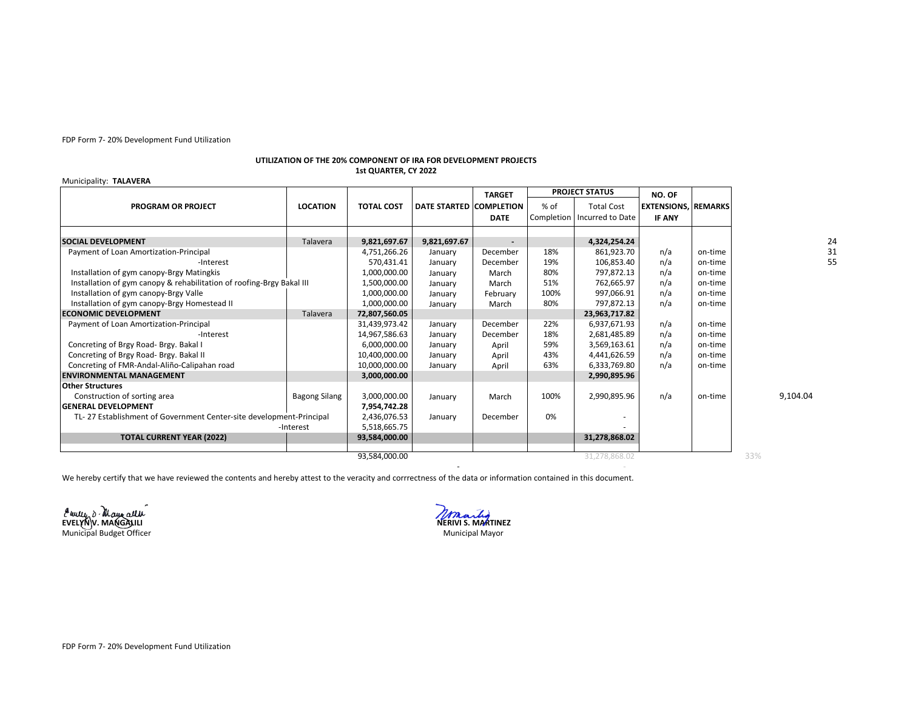FDP Form 7- 20% Development Fund Utilization

**UTILIZATION OF THE 20% COMPONENT OF IRA FOR DEVELOPMENT PROJECTS**
**1st QUARTER, CY 2022**

Municipality: **TALAVERA**

| PROGRAM OR PROJECT | LOCATION | TOTAL COST | DATE STARTED | TARGET COMPLETION DATE | PROJECT STATUS | | NO. OF EXTENSIONS, IF ANY | REMARKS |
|---|---|---|---|---|---|---|---|---|
| | | | | | % of Completion | Total Cost Incurred to Date | | |
| **SOCIAL DEVELOPMENT** | Talavera | **9,821,697.67** | **9,821,697.67** | - | | **4,324,254.24** | | |
| Payment of Loan Amortization-Principal | | 4,751,266.26 | January | December | 18% | 861,923.70 | n/a | on-time |
| -Interest | | 570,431.41 | January | December | 19% | 106,853.40 | n/a | on-time |
| Installation of gym canopy-Brgy Matingkis | | 1,000,000.00 | January | March | 80% | 797,872.13 | n/a | on-time |
| Installation of gym canopy & rehabilitation of roofing-Brgy Bakal III | | 1,500,000.00 | January | March | 51% | 762,665.97 | n/a | on-time |
| Installation of gym canopy-Brgy Valle | | 1,000,000.00 | January | February | 100% | 997,066.91 | n/a | on-time |
| Installation of gym canopy-Brgy Homestead II | | 1,000,000.00 | January | March | 80% | 797,872.13 | n/a | on-time |
| **ECONOMIC DEVELOPMENT** | Talavera | **72,807,560.05** | | | | **23,963,717.82** | | |
| Payment of Loan Amortization-Principal | | 31,439,973.42 | January | December | 22% | 6,937,671.93 | n/a | on-time |
| -Interest | | 14,967,586.63 | January | December | 18% | 2,681,485.89 | n/a | on-time |
| Concreting of Brgy Road- Brgy. Bakal I | | 6,000,000.00 | January | April | 59% | 3,569,163.61 | n/a | on-time |
| Concreting of Brgy Road- Brgy. Bakal II | | 10,400,000.00 | January | April | 43% | 4,441,626.59 | n/a | on-time |
| Concreting of FMR-Andal-Aliño-Calipahan road | | 10,000,000.00 | January | April | 63% | 6,333,769.80 | n/a | on-time |
| **ENVIRONMENTAL MANAGEMENT** | | **3,000,000.00** | | | | **2,990,895.96** | | |
| **Other Structures** | | | | | | | | |
| Construction of sorting area | Bagong Silang | 3,000,000.00 | January | March | 100% | 2,990,895.96 | n/a | on-time |
| **GENERAL DEVELOPMENT** | | **7,954,742.28** | | | | | | |
| TL- 27 Establishment of Government Center-site development-Principal | | 2,436,076.53 | January | December | 0% | - | | |
| -Interest | | 5,518,665.75 | | | | - | | |
| **TOTAL CURRENT YEAR (2022)** | | **93,584,000.00** | | | | **31,278,868.02** | | |
| | | 93,584,000.00 | | | | 31,278,868.02 | | |

24
31
55
9,104.04
33%

We hereby certify that we have reviewed the contents and hereby attest to the veracity and corrrectness of the data or information contained in this document.

**EVELYN V. MANGALILI**
Municipal Budget Officer

**NERIVI S. MARTINEZ**
Municipal Mayor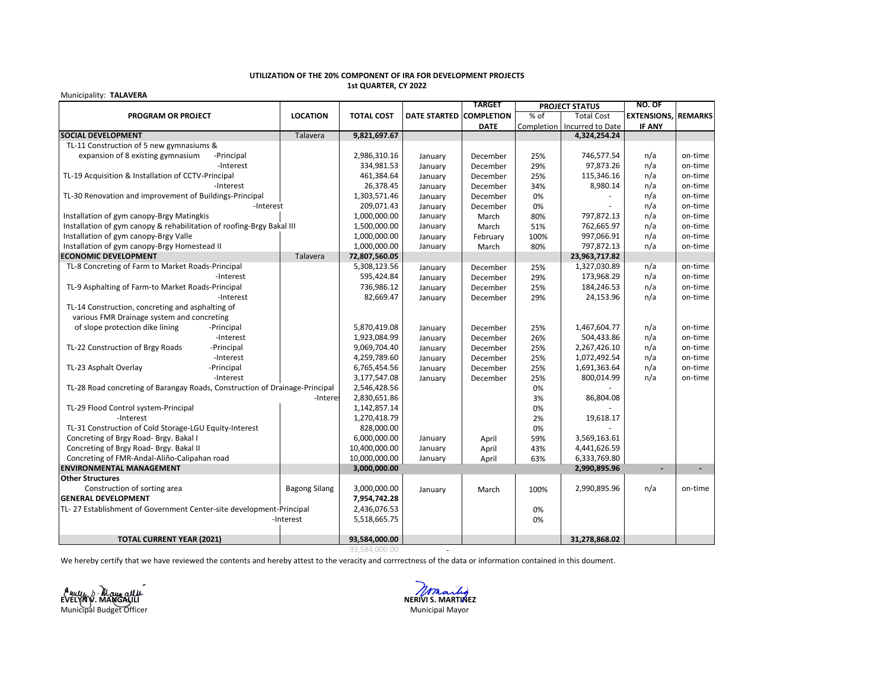**UTILIZATION OF THE 20% COMPONENT OF IRA FOR DEVELOPMENT PROJECTS**
**1st QUARTER, CY 2022**

Municipality: **TALAVERA**

| PROGRAM OR PROJECT | LOCATION | TOTAL COST | DATE STARTED | TARGET COMPLETION DATE | PROJECT STATUS % of Completion | PROJECT STATUS Total Cost Incurred to Date | NO. OF EXTENSIONS, IF ANY | REMARKS |
|---|---|---|---|---|---|---|---|---|
| **SOCIAL DEVELOPMENT** | Talavera | **9,821,697.67** | | | | **4,324,254.24** | | |
| TL-11 Construction of 5 new gymnasiums & expansion of 8 existing gymnasium -Principal | | 2,986,310.16 | January | December | 25% | 746,577.54 | n/a | on-time |
| -Interest | | 334,981.53 | January | December | 29% | 97,873.26 | n/a | on-time |
| TL-19 Acquisition & Installation of CCTV-Principal | | 461,384.64 | January | December | 25% | 115,346.16 | n/a | on-time |
| -Interest | | 26,378.45 | January | December | 34% | 8,980.14 | n/a | on-time |
| TL-30 Renovation and improvement of Buildings-Principal | | 1,303,571.46 | January | December | 0% | - | n/a | on-time |
| -Interest | | 209,071.43 | January | December | 0% | - | n/a | on-time |
| Installation of gym canopy-Brgy Matingkis | | 1,000,000.00 | January | March | 80% | 797,872.13 | n/a | on-time |
| Installation of gym canopy & rehabilitation of roofing-Brgy Bakal III | | 1,500,000.00 | January | March | 51% | 762,665.97 | n/a | on-time |
| Installation of gym canopy-Brgy Valle | | 1,000,000.00 | January | February | 100% | 997,066.91 | n/a | on-time |
| Installation of gym canopy-Brgy Homestead II | | 1,000,000.00 | January | March | 80% | 797,872.13 | n/a | on-time |
| **ECONOMIC DEVELOPMENT** | Talavera | **72,807,560.05** | | | | **23,963,717.82** | | |
| TL-8 Concreting of Farm to Market Roads-Principal | | 5,308,123.56 | January | December | 25% | 1,327,030.89 | n/a | on-time |
| -Interest | | 595,424.84 | January | December | 29% | 173,968.29 | n/a | on-time |
| TL-9 Asphalting of Farm-to Market Roads-Principal | | 736,986.12 | January | December | 25% | 184,246.53 | n/a | on-time |
| -Interest | | 82,669.47 | January | December | 29% | 24,153.96 | n/a | on-time |
| TL-14 Construction, concreting and asphalting of various FMR Drainage system and concreting of slope protection dike lining -Principal | | 5,870,419.08 | January | December | 25% | 1,467,604.77 | n/a | on-time |
| -Interest | | 1,923,084.99 | January | December | 26% | 504,433.86 | n/a | on-time |
| TL-22 Construction of Brgy Roads -Principal | | 9,069,704.40 | January | December | 25% | 2,267,426.10 | n/a | on-time |
| -Interest | | 4,259,789.60 | January | December | 25% | 1,072,492.54 | n/a | on-time |
| TL-23 Asphalt Overlay -Principal | | 6,765,454.56 | January | December | 25% | 1,691,363.64 | n/a | on-time |
| -Interest | | 3,177,547.08 | January | December | 25% | 800,014.99 | n/a | on-time |
| TL-28 Road concreting of Barangay Roads, Construction of Drainage-Principal | | 2,546,428.56 | | | 0% | - | | |
| -Interest | | 2,830,651.86 | | | 3% | 86,804.08 | | |
| TL-29 Flood Control system-Principal | | 1,142,857.14 | | | 0% | - | | |
| -Interest | | 1,270,418.79 | | | 2% | 19,618.17 | | |
| TL-31 Construction of Cold Storage-LGU Equity-Interest | | 828,000.00 | | | 0% | - | | |
| Concreting of Brgy Road- Brgy. Bakal I | | 6,000,000.00 | January | April | 59% | 3,569,163.61 | | |
| Concreting of Brgy Road- Brgy. Bakal II | | 10,400,000.00 | January | April | 43% | 4,441,626.59 | | |
| Concreting of FMR-Andal-Aliño-Calipahan road | | 10,000,000.00 | January | April | 63% | 6,333,769.80 | | |
| **ENVIRONMENTAL MANAGEMENT** | | **3,000,000.00** | | | | **2,990,895.96** | - | - |
| **Other Structures** | | | | | | | | |
| Construction of sorting area | Bagong Silang | 3,000,000.00 | January | March | 100% | 2,990,895.96 | n/a | on-time |
| **GENERAL DEVELOPMENT** | | **7,954,742.28** | | | | | | |
| TL- 27 Establishment of Government Center-site development-Principal | | 2,436,076.53 | | | 0% | | | |
| -Interest | | 5,518,665.75 | | | 0% | | | |
| **TOTAL CURRENT YEAR (2021)** | | **93,584,000.00** | | | | **31,278,868.02** | | |

93,584,000.00 -

We hereby certify that we have reviewed the contents and hereby attest to the veracity and corrrectness of the data or information contained in this doument.

**EVELYN V. MANGALILI**
Municipal Budget Officer

**NERIVI S. MARTINEZ**
Municipal Mayor